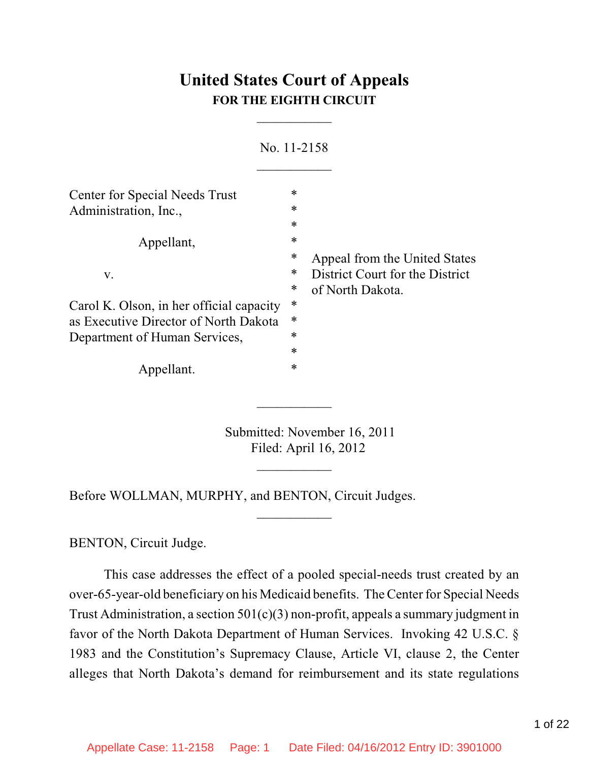# United States Court of Appeals
## FOR THE EIGHTH CIRCUIT

___________

No. 11-2158

___________

| | | |
|---|---|---|
| Center for Special Needs Trust Administration, Inc., | * | |
| | * | |
| Appellant, | * | |
| | * | Appeal from the United States |
| v. | * | District Court for the District |
| | * | of North Dakota. |
| Carol K. Olson, in her official capacity as Executive Director of North Dakota Department of Human Services, | * | |
| | * | |
| Appellant. | * | |

___________

Submitted: November 16, 2011
Filed: April 16, 2012

___________

Before WOLLMAN, MURPHY, and BENTON, Circuit Judges.

___________

BENTON, Circuit Judge.

This case addresses the effect of a pooled special-needs trust created by an over-65-year-old beneficiary on his Medicaid benefits. The Center for Special Needs Trust Administration, a section 501(c)(3) non-profit, appeals a summary judgment in favor of the North Dakota Department of Human Services. Invoking 42 U.S.C. § 1983 and the Constitution's Supremacy Clause, Article VI, clause 2, the Center alleges that North Dakota's demand for reimbursement and its state regulations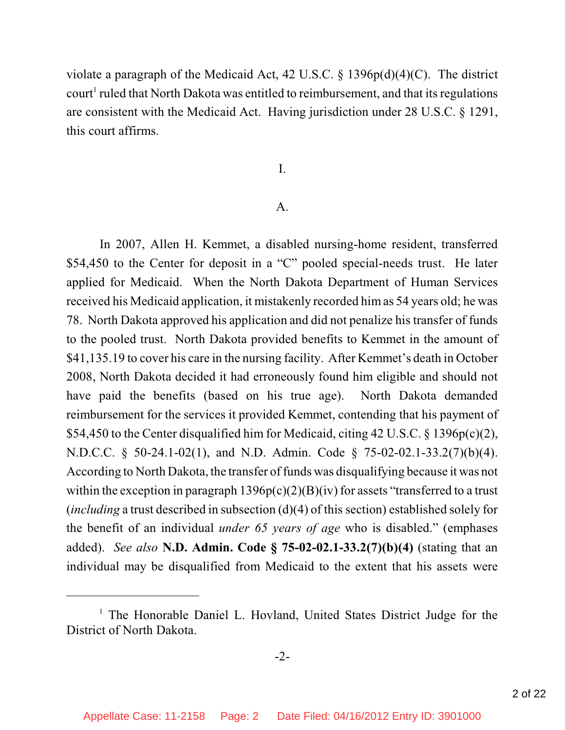violate a paragraph of the Medicaid Act, 42 U.S.C. § 1396p(d)(4)(C). The district court[1] ruled that North Dakota was entitled to reimbursement, and that its regulations are consistent with the Medicaid Act. Having jurisdiction under 28 U.S.C. § 1291, this court affirms.

I.

A.

In 2007, Allen H. Kemmet, a disabled nursing-home resident, transferred $54,450 to the Center for deposit in a "C" pooled special-needs trust. He later applied for Medicaid. When the North Dakota Department of Human Services received his Medicaid application, it mistakenly recorded him as 54 years old; he was 78. North Dakota approved his application and did not penalize his transfer of funds to the pooled trust. North Dakota provided benefits to Kemmet in the amount of $41,135.19 to cover his care in the nursing facility. After Kemmet's death in October 2008, North Dakota decided it had erroneously found him eligible and should not have paid the benefits (based on his true age). North Dakota demanded reimbursement for the services it provided Kemmet, contending that his payment of $54,450 to the Center disqualified him for Medicaid, citing 42 U.S.C. § 1396p(c)(2), N.D.C.C. § 50-24.1-02(1), and N.D. Admin. Code § 75-02-02.1-33.2(7)(b)(4). According to North Dakota, the transfer of funds was disqualifying because it was not within the exception in paragraph 1396p(c)(2)(B)(iv) for assets "transferred to a trust (*including* a trust described in subsection (d)(4) of this section) established solely for the benefit of an individual *under 65 years of age* who is disabled." (emphases added). *See also* **N.D. Admin. Code § 75-02-02.1-33.2(7)(b)(4)** (stating that an individual may be disqualified from Medicaid to the extent that his assets were

[1] The Honorable Daniel L. Hovland, United States District Judge for the District of North Dakota.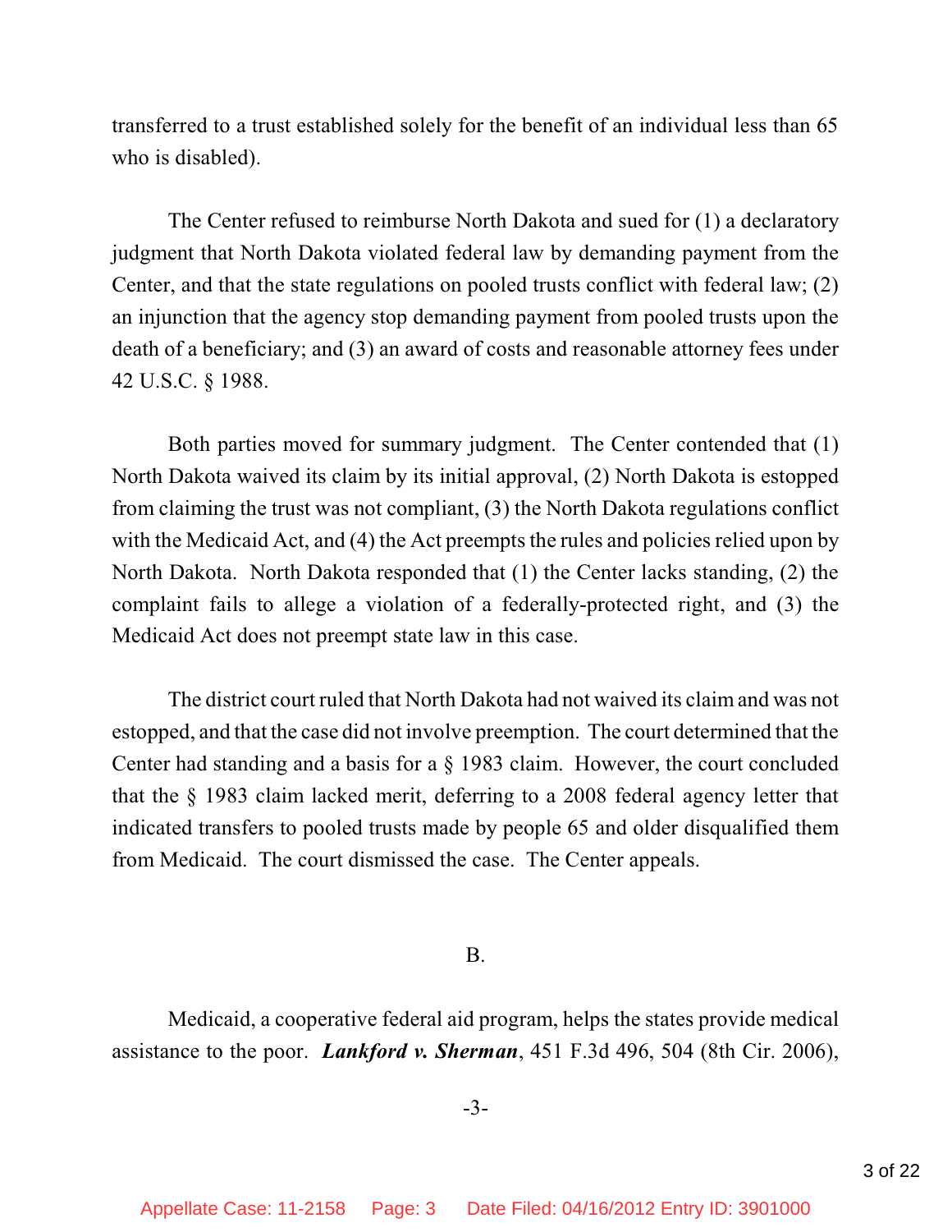transferred to a trust established solely for the benefit of an individual less than 65 who is disabled).

The Center refused to reimburse North Dakota and sued for (1) a declaratory judgment that North Dakota violated federal law by demanding payment from the Center, and that the state regulations on pooled trusts conflict with federal law; (2) an injunction that the agency stop demanding payment from pooled trusts upon the death of a beneficiary; and (3) an award of costs and reasonable attorney fees under 42 U.S.C. § 1988.

Both parties moved for summary judgment. The Center contended that (1) North Dakota waived its claim by its initial approval, (2) North Dakota is estopped from claiming the trust was not compliant, (3) the North Dakota regulations conflict with the Medicaid Act, and (4) the Act preempts the rules and policies relied upon by North Dakota. North Dakota responded that (1) the Center lacks standing, (2) the complaint fails to allege a violation of a federally-protected right, and (3) the Medicaid Act does not preempt state law in this case.

The district court ruled that North Dakota had not waived its claim and was not estopped, and that the case did not involve preemption. The court determined that the Center had standing and a basis for a § 1983 claim. However, the court concluded that the § 1983 claim lacked merit, deferring to a 2008 federal agency letter that indicated transfers to pooled trusts made by people 65 and older disqualified them from Medicaid. The court dismissed the case. The Center appeals.

B.

Medicaid, a cooperative federal aid program, helps the states provide medical assistance to the poor. ***Lankford v. Sherman***, 451 F.3d 496, 504 (8th Cir. 2006),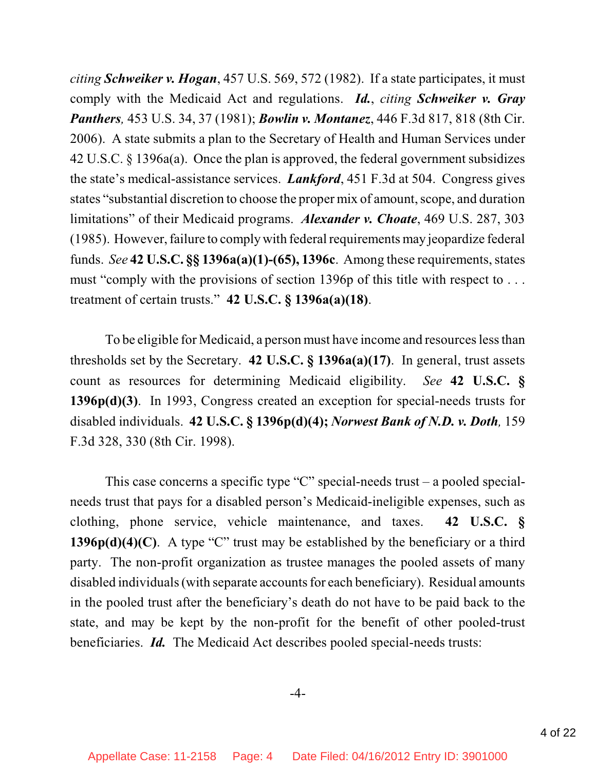*citing* ***Schweiker v. Hogan***, 457 U.S. 569, 572 (1982). If a state participates, it must comply with the Medicaid Act and regulations. ***Id.***, *citing* ***Schweiker v. Gray Panthers,*** 453 U.S. 34, 37 (1981); ***Bowlin v. Montanez***, 446 F.3d 817, 818 (8th Cir. 2006). A state submits a plan to the Secretary of Health and Human Services under 42 U.S.C. § 1396a(a). Once the plan is approved, the federal government subsidizes the state's medical-assistance services. ***Lankford***, 451 F.3d at 504. Congress gives states "substantial discretion to choose the proper mix of amount, scope, and duration limitations" of their Medicaid programs. ***Alexander v. Choate***, 469 U.S. 287, 303 (1985). However, failure to comply with federal requirements may jeopardize federal funds. *See* **42 U.S.C. §§ 1396a(a)(1)-(65), 1396c**. Among these requirements, states must "comply with the provisions of section 1396p of this title with respect to . . . treatment of certain trusts." **42 U.S.C. § 1396a(a)(18)**.

To be eligible for Medicaid, a person must have income and resources less than thresholds set by the Secretary. **42 U.S.C. § 1396a(a)(17)**. In general, trust assets count as resources for determining Medicaid eligibility. *See* **42 U.S.C. § 1396p(d)(3)**. In 1993, Congress created an exception for special-needs trusts for disabled individuals. **42 U.S.C. § 1396p(d)(4);** ***Norwest Bank of N.D. v. Doth,*** 159 F.3d 328, 330 (8th Cir. 1998).

This case concerns a specific type "C" special-needs trust – a pooled special-needs trust that pays for a disabled person's Medicaid-ineligible expenses, such as clothing, phone service, vehicle maintenance, and taxes. **42 U.S.C. § 1396p(d)(4)(C)**. A type "C" trust may be established by the beneficiary or a third party. The non-profit organization as trustee manages the pooled assets of many disabled individuals (with separate accounts for each beneficiary). Residual amounts in the pooled trust after the beneficiary's death do not have to be paid back to the state, and may be kept by the non-profit for the benefit of other pooled-trust beneficiaries. ***Id.*** The Medicaid Act describes pooled special-needs trusts: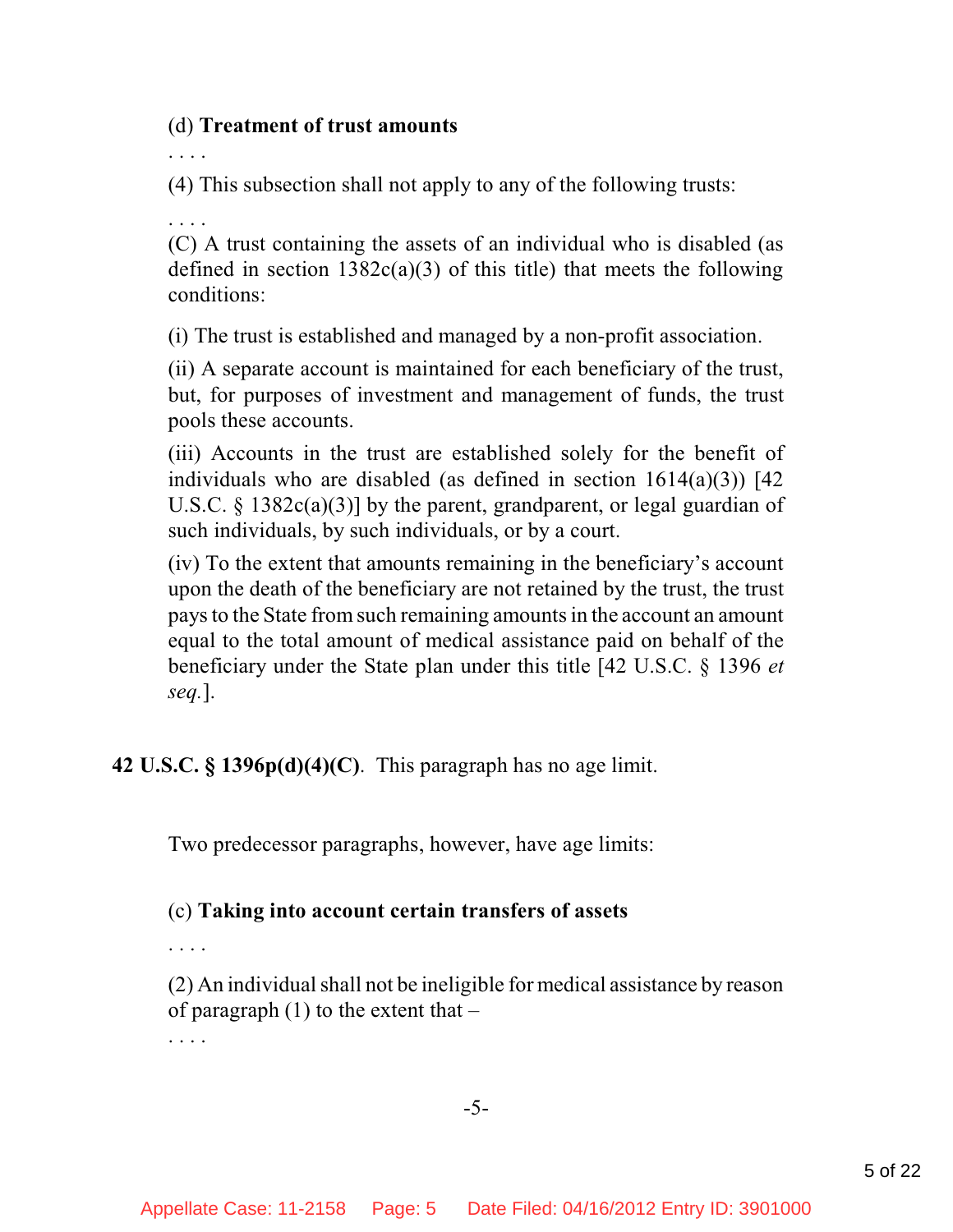(d) **Treatment of trust amounts**

. . . .

(4) This subsection shall not apply to any of the following trusts:

. . . .

(C) A trust containing the assets of an individual who is disabled (as defined in section 1382c(a)(3) of this title) that meets the following conditions:

(i) The trust is established and managed by a non-profit association.

(ii) A separate account is maintained for each beneficiary of the trust, but, for purposes of investment and management of funds, the trust pools these accounts.

(iii) Accounts in the trust are established solely for the benefit of individuals who are disabled (as defined in section 1614(a)(3)) [42 U.S.C. § 1382c(a)(3)] by the parent, grandparent, or legal guardian of such individuals, by such individuals, or by a court.

(iv) To the extent that amounts remaining in the beneficiary's account upon the death of the beneficiary are not retained by the trust, the trust pays to the State from such remaining amounts in the account an amount equal to the total amount of medical assistance paid on behalf of the beneficiary under the State plan under this title [42 U.S.C. § 1396 *et seq.*].

**42 U.S.C. § 1396p(d)(4)(C)**. This paragraph has no age limit.

Two predecessor paragraphs, however, have age limits:

(c) **Taking into account certain transfers of assets**

. . . .

(2) An individual shall not be ineligible for medical assistance by reason of paragraph (1) to the extent that –

. . . .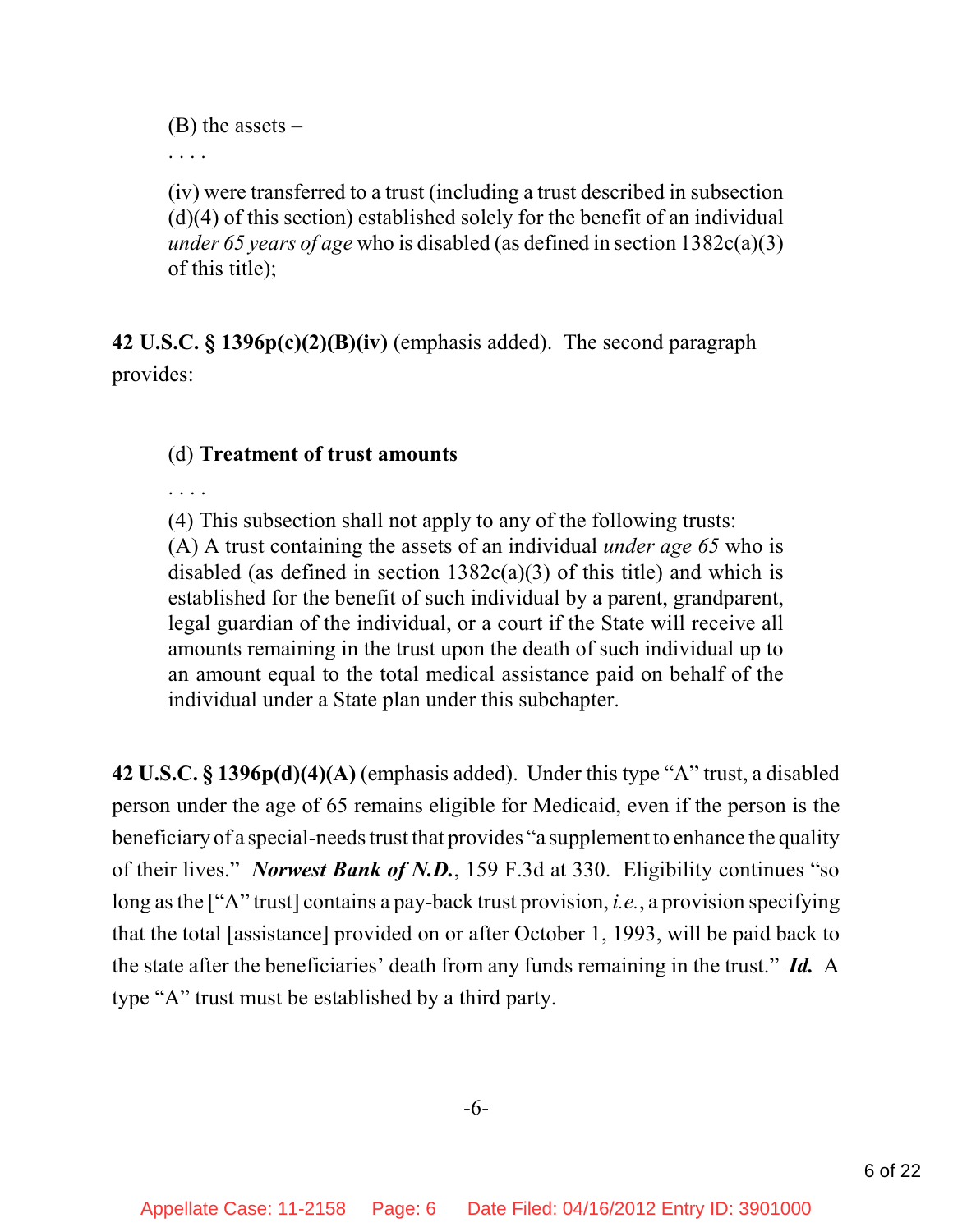> (B) the assets –
>
> . . . .
>
> (iv) were transferred to a trust (including a trust described in subsection (d)(4) of this section) established solely for the benefit of an individual *under 65 years of age* who is disabled (as defined in section 1382c(a)(3) of this title);

**42 U.S.C. § 1396p(c)(2)(B)(iv)** (emphasis added). The second paragraph provides:

> (d) **Treatment of trust amounts**
>
> . . . .
>
> (4) This subsection shall not apply to any of the following trusts:
> (A) A trust containing the assets of an individual *under age 65* who is disabled (as defined in section 1382c(a)(3) of this title) and which is established for the benefit of such individual by a parent, grandparent, legal guardian of the individual, or a court if the State will receive all amounts remaining in the trust upon the death of such individual up to an amount equal to the total medical assistance paid on behalf of the individual under a State plan under this subchapter.

**42 U.S.C. § 1396p(d)(4)(A)** (emphasis added). Under this type "A" trust, a disabled person under the age of 65 remains eligible for Medicaid, even if the person is the beneficiary of a special-needs trust that provides "a supplement to enhance the quality of their lives." ***Norwest Bank of N.D.***, 159 F.3d at 330. Eligibility continues "so long as the ["A" trust] contains a pay-back trust provision, *i.e.*, a provision specifying that the total [assistance] provided on or after October 1, 1993, will be paid back to the state after the beneficiaries' death from any funds remaining in the trust." ***Id.*** A type "A" trust must be established by a third party.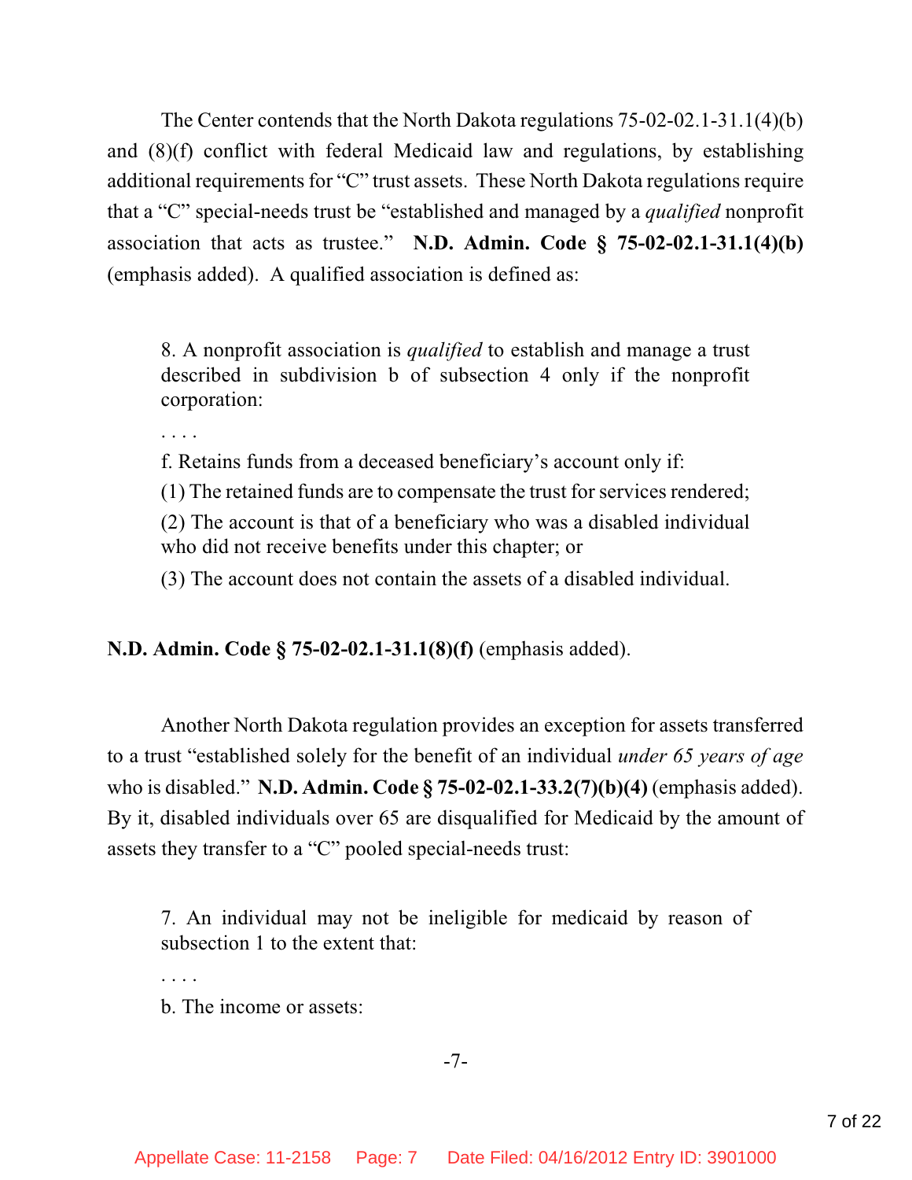The Center contends that the North Dakota regulations 75-02-02.1-31.1(4)(b) and (8)(f) conflict with federal Medicaid law and regulations, by establishing additional requirements for "C" trust assets. These North Dakota regulations require that a "C" special-needs trust be "established and managed by a *qualified* nonprofit association that acts as trustee." **N.D. Admin. Code § 75-02-02.1-31.1(4)(b)** (emphasis added). A qualified association is defined as:

> 8. A nonprofit association is *qualified* to establish and manage a trust described in subdivision b of subsection 4 only if the nonprofit corporation:
>
> . . . .
>
> f. Retains funds from a deceased beneficiary's account only if:
>
> (1) The retained funds are to compensate the trust for services rendered;
>
> (2) The account is that of a beneficiary who was a disabled individual who did not receive benefits under this chapter; or
>
> (3) The account does not contain the assets of a disabled individual.

**N.D. Admin. Code § 75-02-02.1-31.1(8)(f)** (emphasis added).

Another North Dakota regulation provides an exception for assets transferred to a trust "established solely for the benefit of an individual *under 65 years of age* who is disabled." **N.D. Admin. Code § 75-02-02.1-33.2(7)(b)(4)** (emphasis added). By it, disabled individuals over 65 are disqualified for Medicaid by the amount of assets they transfer to a "C" pooled special-needs trust:

> 7. An individual may not be ineligible for medicaid by reason of subsection 1 to the extent that:
>
> . . . .
>
> b. The income or assets: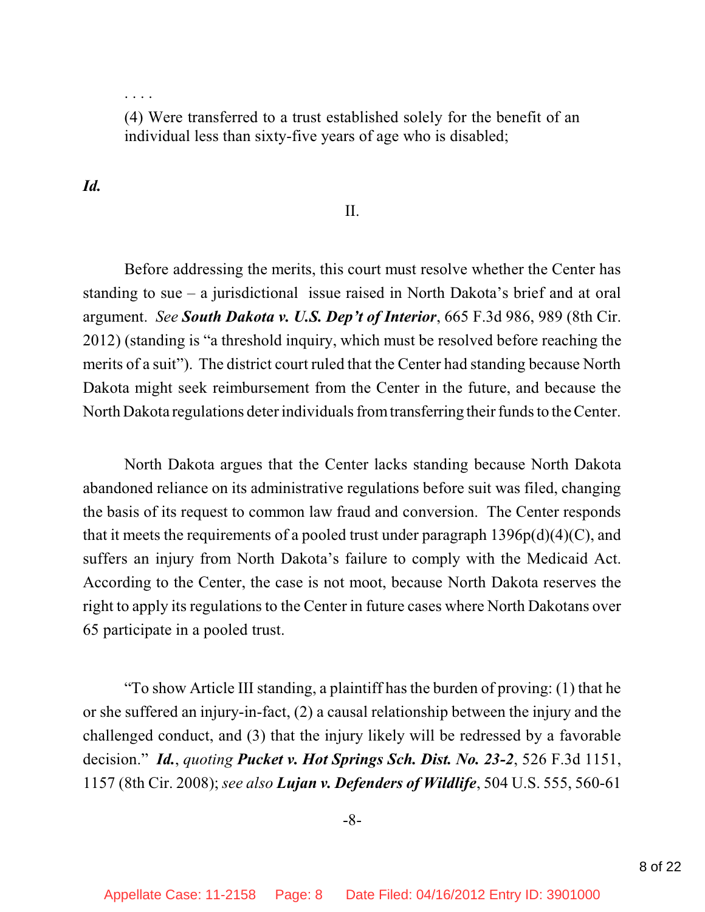. . . .

> (4) Were transferred to a trust established solely for the benefit of an individual less than sixty-five years of age who is disabled;

***Id.***

II.

Before addressing the merits, this court must resolve whether the Center has standing to sue – a jurisdictional issue raised in North Dakota's brief and at oral argument. *See* ***South Dakota v. U.S. Dep't of Interior***, 665 F.3d 986, 989 (8th Cir. 2012) (standing is "a threshold inquiry, which must be resolved before reaching the merits of a suit"). The district court ruled that the Center had standing because North Dakota might seek reimbursement from the Center in the future, and because the North Dakota regulations deter individuals from transferring their funds to the Center.

North Dakota argues that the Center lacks standing because North Dakota abandoned reliance on its administrative regulations before suit was filed, changing the basis of its request to common law fraud and conversion. The Center responds that it meets the requirements of a pooled trust under paragraph 1396p(d)(4)(C), and suffers an injury from North Dakota's failure to comply with the Medicaid Act. According to the Center, the case is not moot, because North Dakota reserves the right to apply its regulations to the Center in future cases where North Dakotans over 65 participate in a pooled trust.

"To show Article III standing, a plaintiff has the burden of proving: (1) that he or she suffered an injury-in-fact, (2) a causal relationship between the injury and the challenged conduct, and (3) that the injury likely will be redressed by a favorable decision." ***Id.***, *quoting* ***Pucket v. Hot Springs Sch. Dist. No. 23-2***, 526 F.3d 1151, 1157 (8th Cir. 2008); *see also* ***Lujan v. Defenders of Wildlife***, 504 U.S. 555, 560-61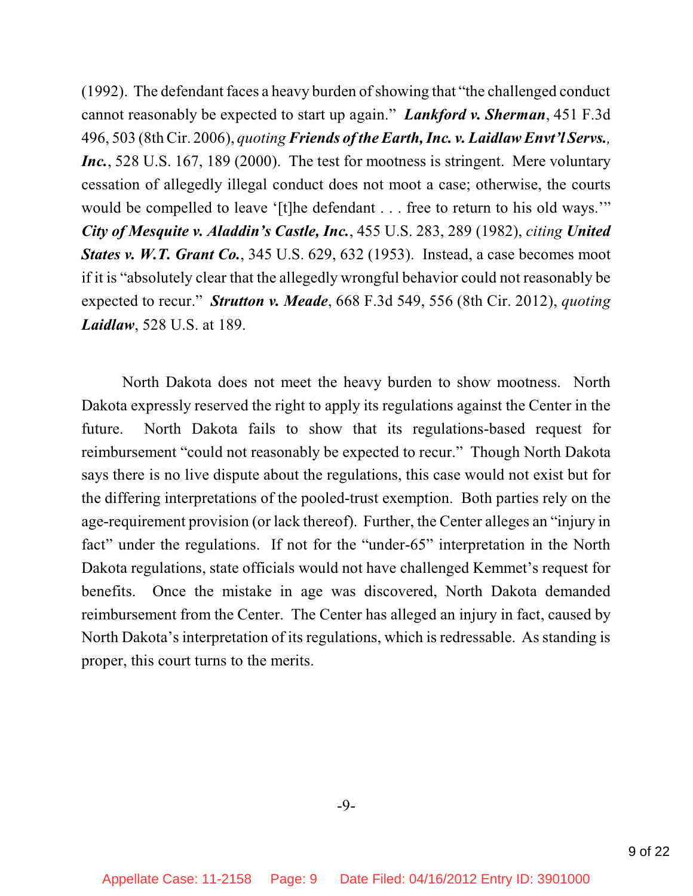(1992). The defendant faces a heavy burden of showing that "the challenged conduct cannot reasonably be expected to start up again." ***Lankford v. Sherman***, 451 F.3d 496, 503 (8th Cir. 2006), *quoting* ***Friends of the Earth, Inc. v. Laidlaw Envt'l Servs., Inc.***, 528 U.S. 167, 189 (2000). The test for mootness is stringent. Mere voluntary cessation of allegedly illegal conduct does not moot a case; otherwise, the courts would be compelled to leave '[t]he defendant . . . free to return to his old ways.'" ***City of Mesquite v. Aladdin's Castle, Inc.***, 455 U.S. 283, 289 (1982), *citing* ***United States v. W.T. Grant Co.***, 345 U.S. 629, 632 (1953). Instead, a case becomes moot if it is "absolutely clear that the allegedly wrongful behavior could not reasonably be expected to recur." ***Strutton v. Meade***, 668 F.3d 549, 556 (8th Cir. 2012), *quoting* ***Laidlaw***, 528 U.S. at 189.

North Dakota does not meet the heavy burden to show mootness. North Dakota expressly reserved the right to apply its regulations against the Center in the future. North Dakota fails to show that its regulations-based request for reimbursement "could not reasonably be expected to recur." Though North Dakota says there is no live dispute about the regulations, this case would not exist but for the differing interpretations of the pooled-trust exemption. Both parties rely on the age-requirement provision (or lack thereof). Further, the Center alleges an "injury in fact" under the regulations. If not for the "under-65" interpretation in the North Dakota regulations, state officials would not have challenged Kemmet's request for benefits. Once the mistake in age was discovered, North Dakota demanded reimbursement from the Center. The Center has alleged an injury in fact, caused by North Dakota's interpretation of its regulations, which is redressable. As standing is proper, this court turns to the merits.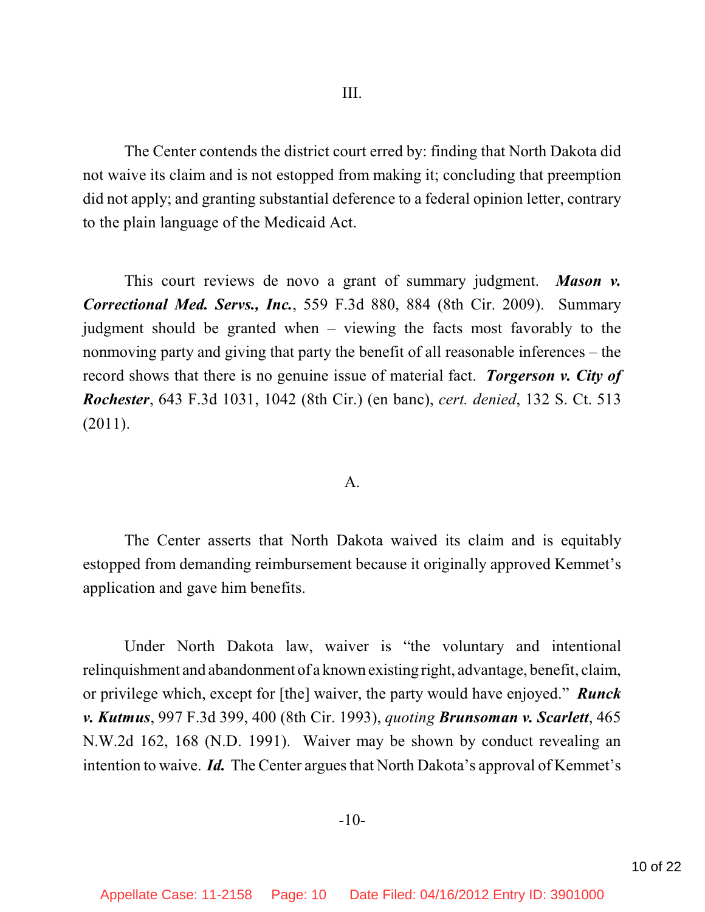### III.

The Center contends the district court erred by: finding that North Dakota did not waive its claim and is not estopped from making it; concluding that preemption did not apply; and granting substantial deference to a federal opinion letter, contrary to the plain language of the Medicaid Act.

This court reviews de novo a grant of summary judgment. ***Mason v. Correctional Med. Servs., Inc.***, 559 F.3d 880, 884 (8th Cir. 2009). Summary judgment should be granted when – viewing the facts most favorably to the nonmoving party and giving that party the benefit of all reasonable inferences – the record shows that there is no genuine issue of material fact. ***Torgerson v. City of Rochester***, 643 F.3d 1031, 1042 (8th Cir.) (en banc), *cert. denied*, 132 S. Ct. 513 (2011).

#### A.

The Center asserts that North Dakota waived its claim and is equitably estopped from demanding reimbursement because it originally approved Kemmet's application and gave him benefits.

Under North Dakota law, waiver is "the voluntary and intentional relinquishment and abandonment of a known existing right, advantage, benefit, claim, or privilege which, except for [the] waiver, the party would have enjoyed." ***Runck v. Kutmus***, 997 F.3d 399, 400 (8th Cir. 1993), *quoting* ***Brunsoman v. Scarlett***, 465 N.W.2d 162, 168 (N.D. 1991). Waiver may be shown by conduct revealing an intention to waive. ***Id.*** The Center argues that North Dakota's approval of Kemmet's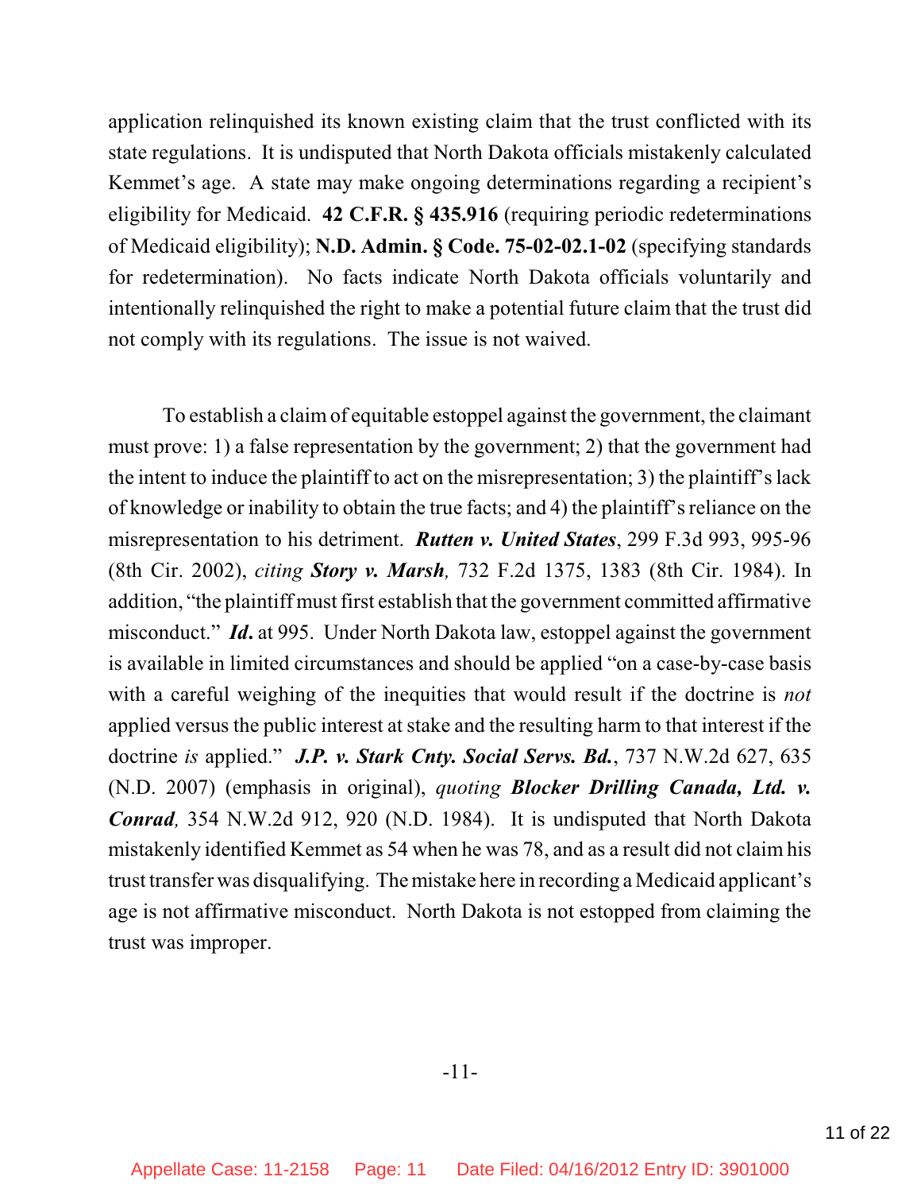application relinquished its known existing claim that the trust conflicted with its state regulations. It is undisputed that North Dakota officials mistakenly calculated Kemmet's age. A state may make ongoing determinations regarding a recipient's eligibility for Medicaid. **42 C.F.R. § 435.916** (requiring periodic redeterminations of Medicaid eligibility); **N.D. Admin. § Code. 75-02-02.1-02** (specifying standards for redetermination). No facts indicate North Dakota officials voluntarily and intentionally relinquished the right to make a potential future claim that the trust did not comply with its regulations. The issue is not waived.

To establish a claim of equitable estoppel against the government, the claimant must prove: 1) a false representation by the government; 2) that the government had the intent to induce the plaintiff to act on the misrepresentation; 3) the plaintiff's lack of knowledge or inability to obtain the true facts; and 4) the plaintiff's reliance on the misrepresentation to his detriment. ***Rutten v. United States***, 299 F.3d 993, 995-96 (8th Cir. 2002), *citing* ***Story v. Marsh,*** 732 F.2d 1375, 1383 (8th Cir. 1984). In addition, "the plaintiff must first establish that the government committed affirmative misconduct." ***Id.*** at 995. Under North Dakota law, estoppel against the government is available in limited circumstances and should be applied "on a case-by-case basis with a careful weighing of the inequities that would result if the doctrine is *not* applied versus the public interest at stake and the resulting harm to that interest if the doctrine *is* applied." ***J.P. v. Stark Cnty. Social Servs. Bd.***, 737 N.W.2d 627, 635 (N.D. 2007) (emphasis in original), *quoting* ***Blocker Drilling Canada, Ltd. v. Conrad,*** 354 N.W.2d 912, 920 (N.D. 1984). It is undisputed that North Dakota mistakenly identified Kemmet as 54 when he was 78, and as a result did not claim his trust transfer was disqualifying. The mistake here in recording a Medicaid applicant's age is not affirmative misconduct. North Dakota is not estopped from claiming the trust was improper.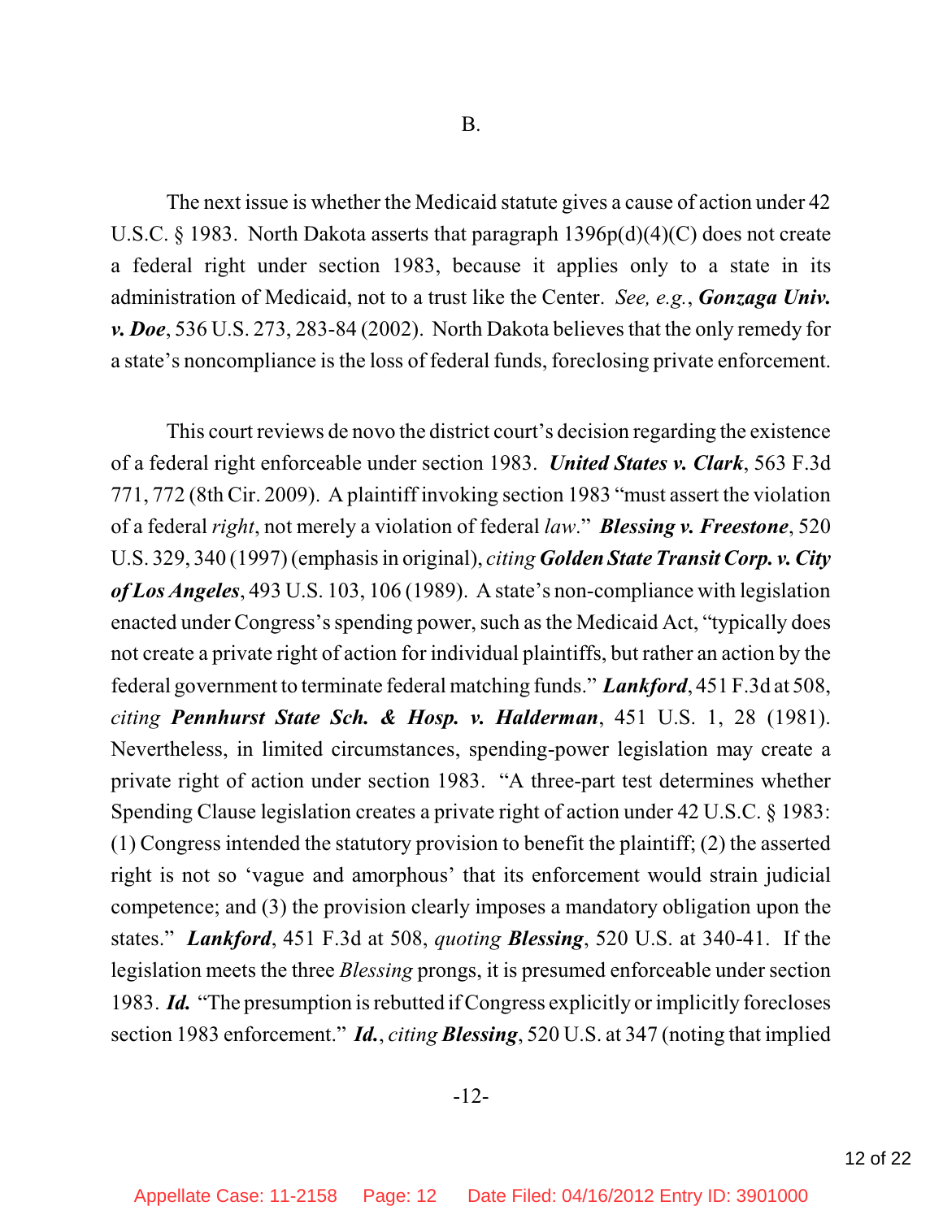## B.

The next issue is whether the Medicaid statute gives a cause of action under 42 U.S.C. § 1983. North Dakota asserts that paragraph 1396p(d)(4)(C) does not create a federal right under section 1983, because it applies only to a state in its administration of Medicaid, not to a trust like the Center. *See, e.g.*, ***Gonzaga Univ. v. Doe***, 536 U.S. 273, 283-84 (2002). North Dakota believes that the only remedy for a state's noncompliance is the loss of federal funds, foreclosing private enforcement.

This court reviews de novo the district court's decision regarding the existence of a federal right enforceable under section 1983. ***United States v. Clark***, 563 F.3d 771, 772 (8th Cir. 2009). A plaintiff invoking section 1983 "must assert the violation of a federal *right*, not merely a violation of federal *law*." ***Blessing v. Freestone***, 520 U.S. 329, 340 (1997) (emphasis in original), *citing* ***Golden State Transit Corp. v. City of Los Angeles***, 493 U.S. 103, 106 (1989). A state's non-compliance with legislation enacted under Congress's spending power, such as the Medicaid Act, "typically does not create a private right of action for individual plaintiffs, but rather an action by the federal government to terminate federal matching funds." ***Lankford***, 451 F.3d at 508, *citing* ***Pennhurst State Sch. & Hosp. v. Halderman***, 451 U.S. 1, 28 (1981). Nevertheless, in limited circumstances, spending-power legislation may create a private right of action under section 1983. "A three-part test determines whether Spending Clause legislation creates a private right of action under 42 U.S.C. § 1983: (1) Congress intended the statutory provision to benefit the plaintiff; (2) the asserted right is not so 'vague and amorphous' that its enforcement would strain judicial competence; and (3) the provision clearly imposes a mandatory obligation upon the states." ***Lankford***, 451 F.3d at 508, *quoting* ***Blessing***, 520 U.S. at 340-41. If the legislation meets the three *Blessing* prongs, it is presumed enforceable under section 1983. ***Id.*** "The presumption is rebutted if Congress explicitly or implicitly forecloses section 1983 enforcement." ***Id.***, *citing* ***Blessing***, 520 U.S. at 347 (noting that implied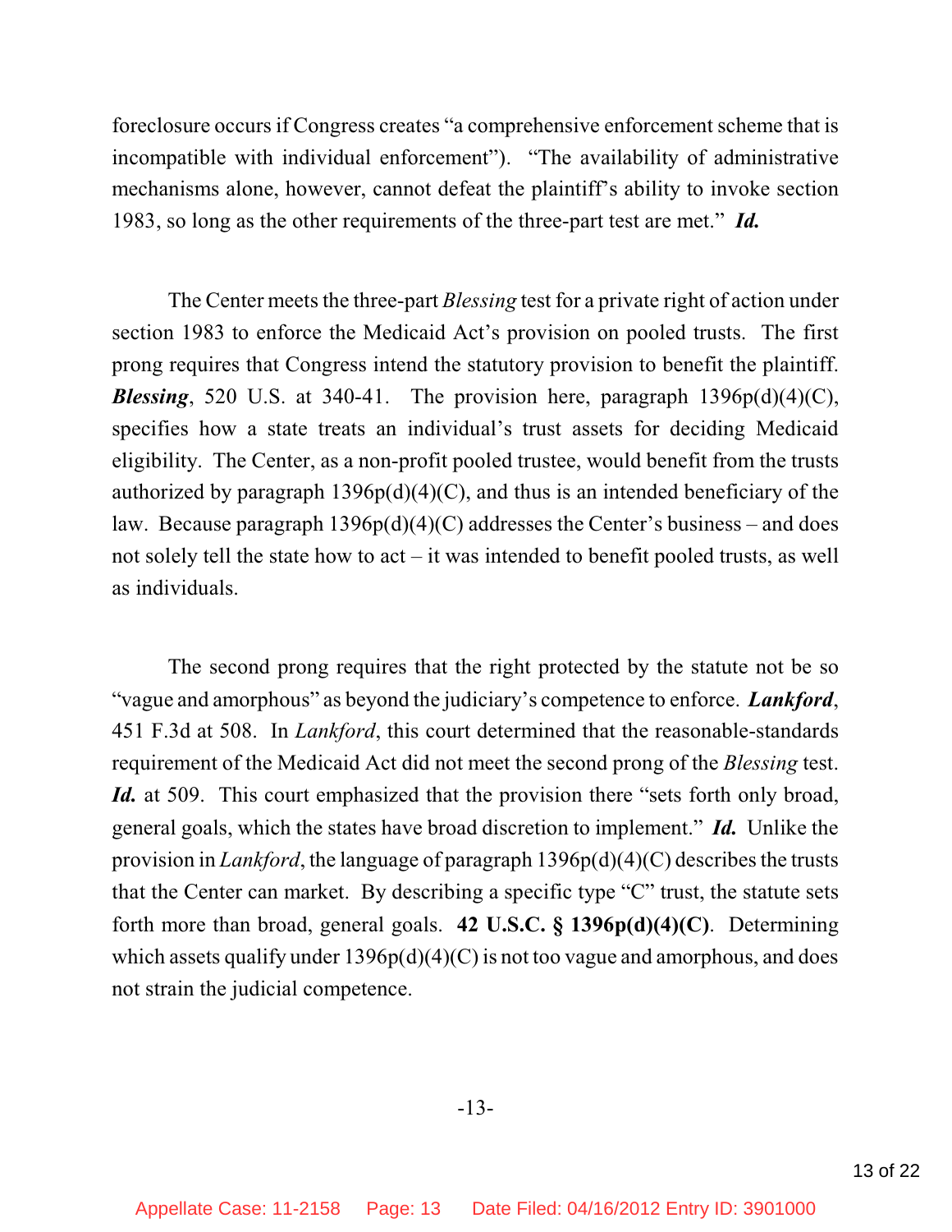foreclosure occurs if Congress creates "a comprehensive enforcement scheme that is incompatible with individual enforcement"). "The availability of administrative mechanisms alone, however, cannot defeat the plaintiff's ability to invoke section 1983, so long as the other requirements of the three-part test are met." ***Id.***

The Center meets the three-part *Blessing* test for a private right of action under section 1983 to enforce the Medicaid Act's provision on pooled trusts. The first prong requires that Congress intend the statutory provision to benefit the plaintiff. ***Blessing***, 520 U.S. at 340-41. The provision here, paragraph 1396p(d)(4)(C), specifies how a state treats an individual's trust assets for deciding Medicaid eligibility. The Center, as a non-profit pooled trustee, would benefit from the trusts authorized by paragraph 1396p(d)(4)(C), and thus is an intended beneficiary of the law. Because paragraph 1396p(d)(4)(C) addresses the Center's business – and does not solely tell the state how to act – it was intended to benefit pooled trusts, as well as individuals.

The second prong requires that the right protected by the statute not be so "vague and amorphous" as beyond the judiciary's competence to enforce. ***Lankford***, 451 F.3d at 508. In *Lankford*, this court determined that the reasonable-standards requirement of the Medicaid Act did not meet the second prong of the *Blessing* test. ***Id.*** at 509. This court emphasized that the provision there "sets forth only broad, general goals, which the states have broad discretion to implement." ***Id.*** Unlike the provision in *Lankford*, the language of paragraph 1396p(d)(4)(C) describes the trusts that the Center can market. By describing a specific type "C" trust, the statute sets forth more than broad, general goals. **42 U.S.C. § 1396p(d)(4)(C)**. Determining which assets qualify under 1396p(d)(4)(C) is not too vague and amorphous, and does not strain the judicial competence.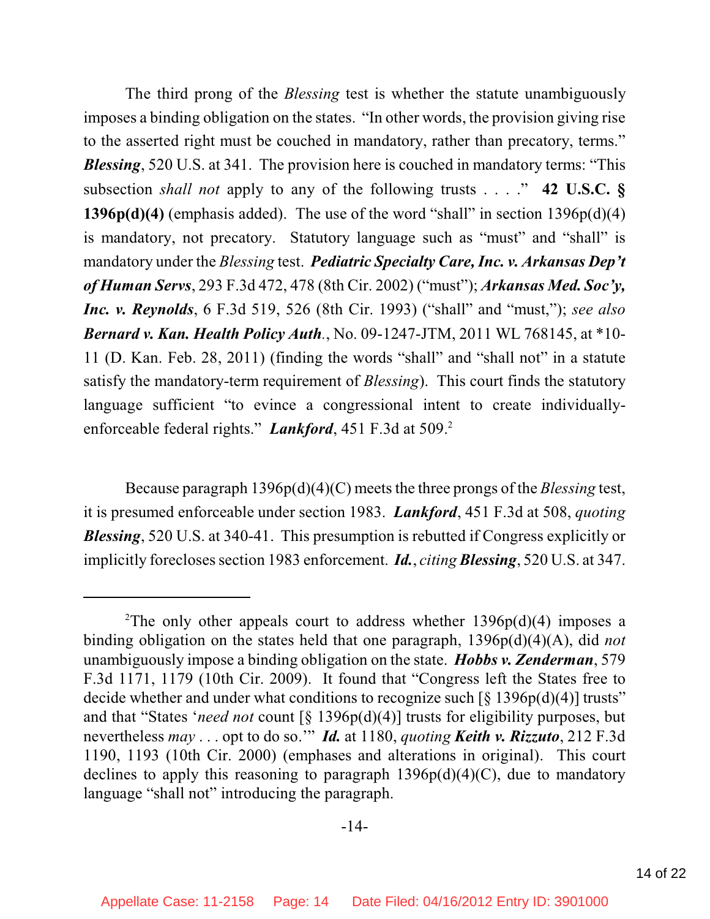The third prong of the *Blessing* test is whether the statute unambiguously imposes a binding obligation on the states. "In other words, the provision giving rise to the asserted right must be couched in mandatory, rather than precatory, terms." ***Blessing***, 520 U.S. at 341. The provision here is couched in mandatory terms: "This subsection *shall not* apply to any of the following trusts . . . ." **42 U.S.C. § 1396p(d)(4)** (emphasis added). The use of the word "shall" in section 1396p(d)(4) is mandatory, not precatory. Statutory language such as "must" and "shall" is mandatory under the *Blessing* test. ***Pediatric Specialty Care, Inc. v. Arkansas Dep't of Human Servs***, 293 F.3d 472, 478 (8th Cir. 2002) ("must"); ***Arkansas Med. Soc'y, Inc. v. Reynolds***, 6 F.3d 519, 526 (8th Cir. 1993) ("shall" and "must,"); *see also* ***Bernard v. Kan. Health Policy Auth***., No. 09-1247-JTM, 2011 WL 768145, at *10-11 (D. Kan. Feb. 28, 2011) (finding the words "shall" and "shall not" in a statute satisfy the mandatory-term requirement of *Blessing*). This court finds the statutory language sufficient "to evince a congressional intent to create individually-enforceable federal rights." ***Lankford***, 451 F.3d at 509.[2]

Because paragraph 1396p(d)(4)(C) meets the three prongs of the *Blessing* test, it is presumed enforceable under section 1983. ***Lankford***, 451 F.3d at 508, *quoting* ***Blessing***, 520 U.S. at 340-41. This presumption is rebutted if Congress explicitly or implicitly forecloses section 1983 enforcement. ***Id.***, *citing* ***Blessing***, 520 U.S. at 347.

---

[2]The only other appeals court to address whether 1396p(d)(4) imposes a binding obligation on the states held that one paragraph, 1396p(d)(4)(A), did *not* unambiguously impose a binding obligation on the state. ***Hobbs v. Zenderman***, 579 F.3d 1171, 1179 (10th Cir. 2009). It found that "Congress left the States free to decide whether and under what conditions to recognize such [§ 1396p(d)(4)] trusts" and that "States '*need not* count [§ 1396p(d)(4)] trusts for eligibility purposes, but nevertheless *may* . . . opt to do so.'" ***Id.*** at 1180, *quoting* ***Keith v. Rizzuto***, 212 F.3d 1190, 1193 (10th Cir. 2000) (emphases and alterations in original). This court declines to apply this reasoning to paragraph 1396p(d)(4)(C), due to mandatory language "shall not" introducing the paragraph.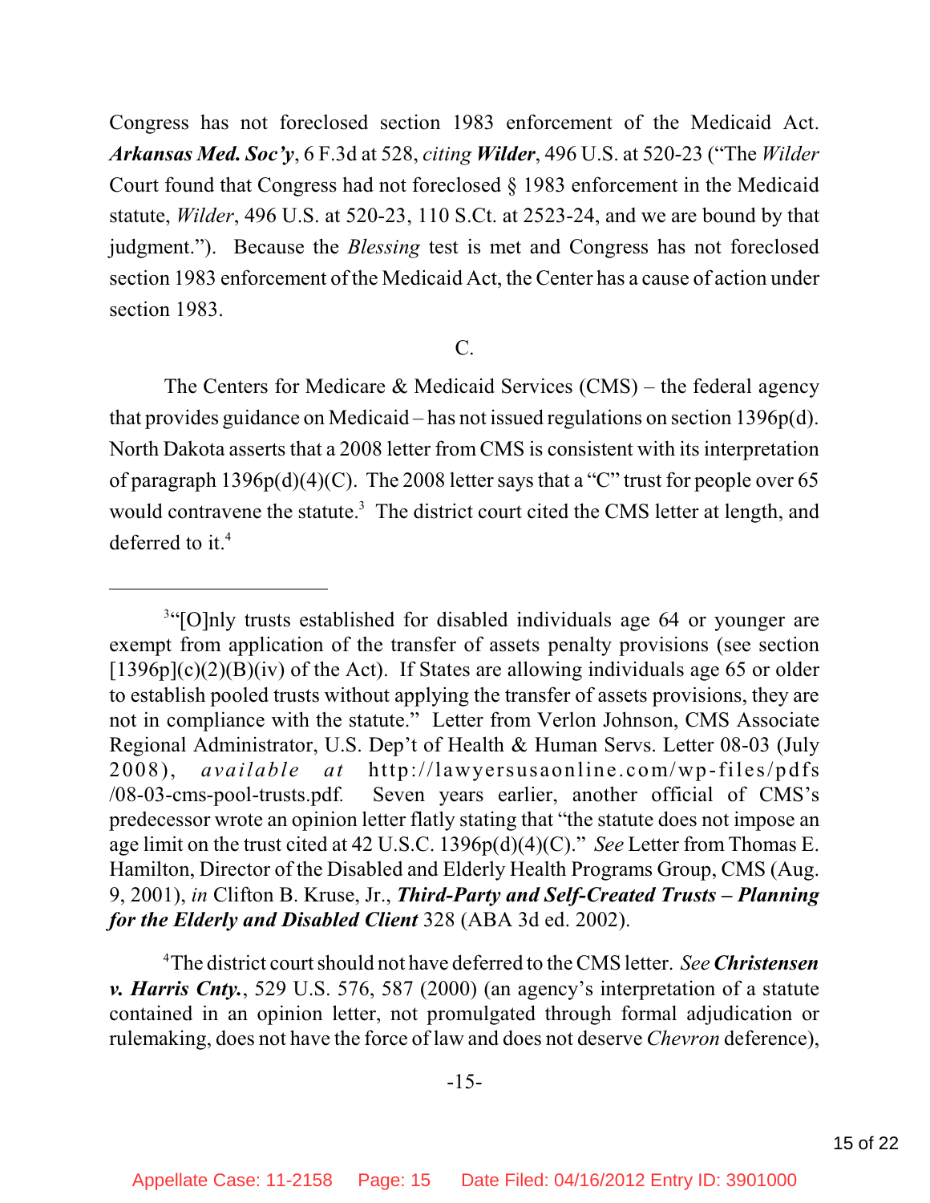Congress has not foreclosed section 1983 enforcement of the Medicaid Act. ***Arkansas Med. Soc'y***, 6 F.3d at 528, *citing* ***Wilder***, 496 U.S. at 520-23 ("The *Wilder* Court found that Congress had not foreclosed § 1983 enforcement in the Medicaid statute, *Wilder*, 496 U.S. at 520-23, 110 S.Ct. at 2523-24, and we are bound by that judgment."). Because the *Blessing* test is met and Congress has not foreclosed section 1983 enforcement of the Medicaid Act, the Center has a cause of action under section 1983.

C.

The Centers for Medicare & Medicaid Services (CMS) – the federal agency that provides guidance on Medicaid – has not issued regulations on section 1396p(d). North Dakota asserts that a 2008 letter from CMS is consistent with its interpretation of paragraph 1396p(d)(4)(C). The 2008 letter says that a "C" trust for people over 65 would contravene the statute.[3] The district court cited the CMS letter at length, and deferred to it.[4]

---

[3]"[O]nly trusts established for disabled individuals age 64 or younger are exempt from application of the transfer of assets penalty provisions (see section [1396p](c)(2)(B)(iv) of the Act). If States are allowing individuals age 65 or older to establish pooled trusts without applying the transfer of assets provisions, they are not in compliance with the statute." Letter from Verlon Johnson, CMS Associate Regional Administrator, U.S. Dep't of Health & Human Servs. Letter 08-03 (July 2008), *available at* http://lawyersusaonline.com/wp-files/pdfs/08-03-cms-pool-trusts.pdf. Seven years earlier, another official of CMS's predecessor wrote an opinion letter flatly stating that "the statute does not impose an age limit on the trust cited at 42 U.S.C. 1396p(d)(4)(C)." *See* Letter from Thomas E. Hamilton, Director of the Disabled and Elderly Health Programs Group, CMS (Aug. 9, 2001), *in* Clifton B. Kruse, Jr., ***Third-Party and Self-Created Trusts – Planning for the Elderly and Disabled Client*** 328 (ABA 3d ed. 2002).

[4]The district court should not have deferred to the CMS letter. *See* ***Christensen v. Harris Cnty.***, 529 U.S. 576, 587 (2000) (an agency's interpretation of a statute contained in an opinion letter, not promulgated through formal adjudication or rulemaking, does not have the force of law and does not deserve *Chevron* deference),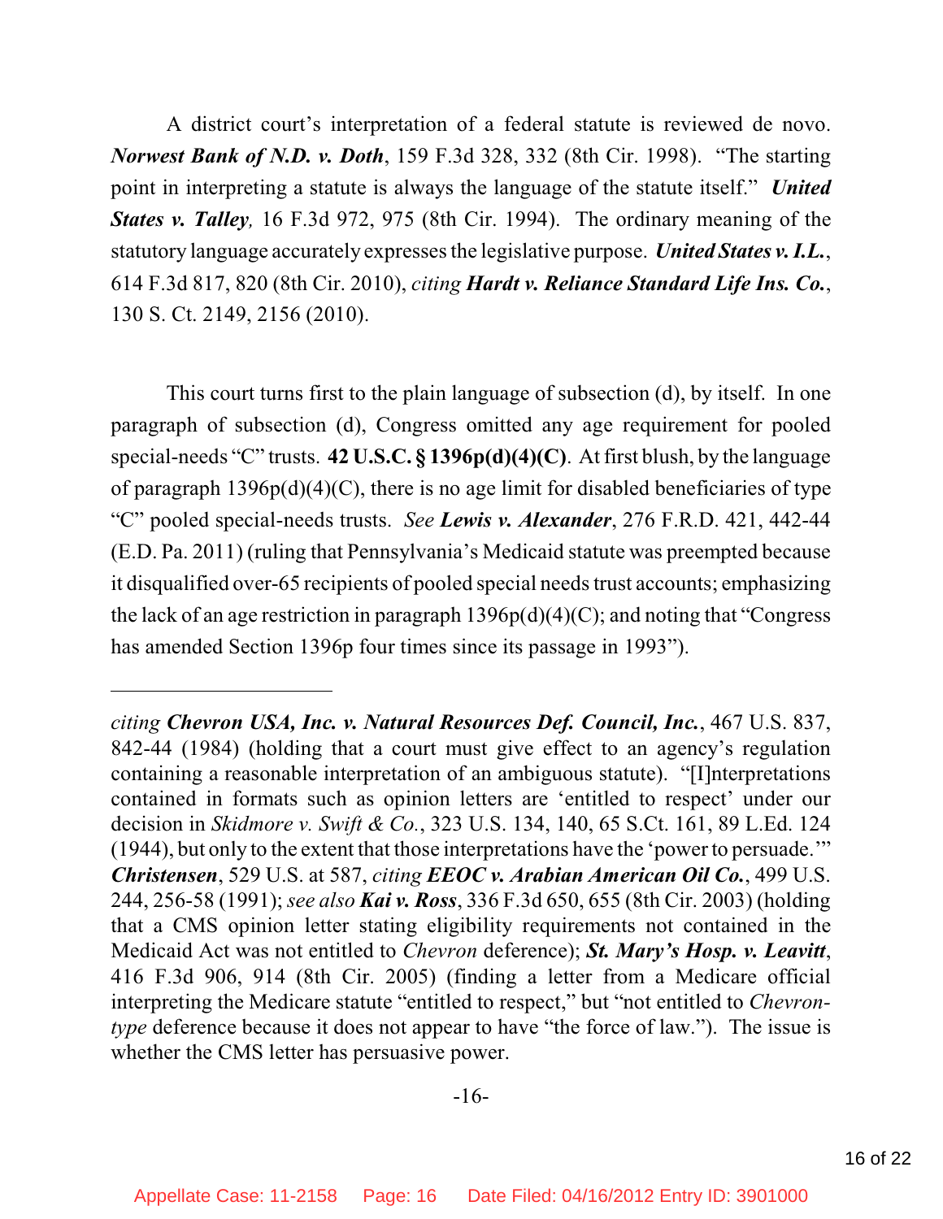A district court's interpretation of a federal statute is reviewed de novo. ***Norwest Bank of N.D. v. Doth***, 159 F.3d 328, 332 (8th Cir. 1998). "The starting point in interpreting a statute is always the language of the statute itself." ***United States v. Talley,*** 16 F.3d 972, 975 (8th Cir. 1994). The ordinary meaning of the statutory language accurately expresses the legislative purpose. ***United States v. I.L.***, 614 F.3d 817, 820 (8th Cir. 2010), *citing* ***Hardt v. Reliance Standard Life Ins. Co.***, 130 S. Ct. 2149, 2156 (2010).

This court turns first to the plain language of subsection (d), by itself. In one paragraph of subsection (d), Congress omitted any age requirement for pooled special-needs "C" trusts. **42 U.S.C. § 1396p(d)(4)(C)**. At first blush, by the language of paragraph 1396p(d)(4)(C), there is no age limit for disabled beneficiaries of type "C" pooled special-needs trusts. *See* ***Lewis v. Alexander***, 276 F.R.D. 421, 442-44 (E.D. Pa. 2011) (ruling that Pennsylvania's Medicaid statute was preempted because it disqualified over-65 recipients of pooled special needs trust accounts; emphasizing the lack of an age restriction in paragraph 1396p(d)(4)(C); and noting that "Congress has amended Section 1396p four times since its passage in 1993").

---

*citing* ***Chevron USA, Inc. v. Natural Resources Def. Council, Inc.***, 467 U.S. 837, 842-44 (1984) (holding that a court must give effect to an agency's regulation containing a reasonable interpretation of an ambiguous statute). "[I]nterpretations contained in formats such as opinion letters are 'entitled to respect' under our decision in *Skidmore v. Swift & Co.*, 323 U.S. 134, 140, 65 S.Ct. 161, 89 L.Ed. 124 (1944), but only to the extent that those interpretations have the 'power to persuade.'" ***Christensen***, 529 U.S. at 587, *citing* ***EEOC v. Arabian American Oil Co.***, 499 U.S. 244, 256-58 (1991); *see also* ***Kai v. Ross***, 336 F.3d 650, 655 (8th Cir. 2003) (holding that a CMS opinion letter stating eligibility requirements not contained in the Medicaid Act was not entitled to *Chevron* deference); ***St. Mary's Hosp. v. Leavitt***, 416 F.3d 906, 914 (8th Cir. 2005) (finding a letter from a Medicare official interpreting the Medicare statute "entitled to respect," but "not entitled to *Chevron-type* deference because it does not appear to have "the force of law."). The issue is whether the CMS letter has persuasive power.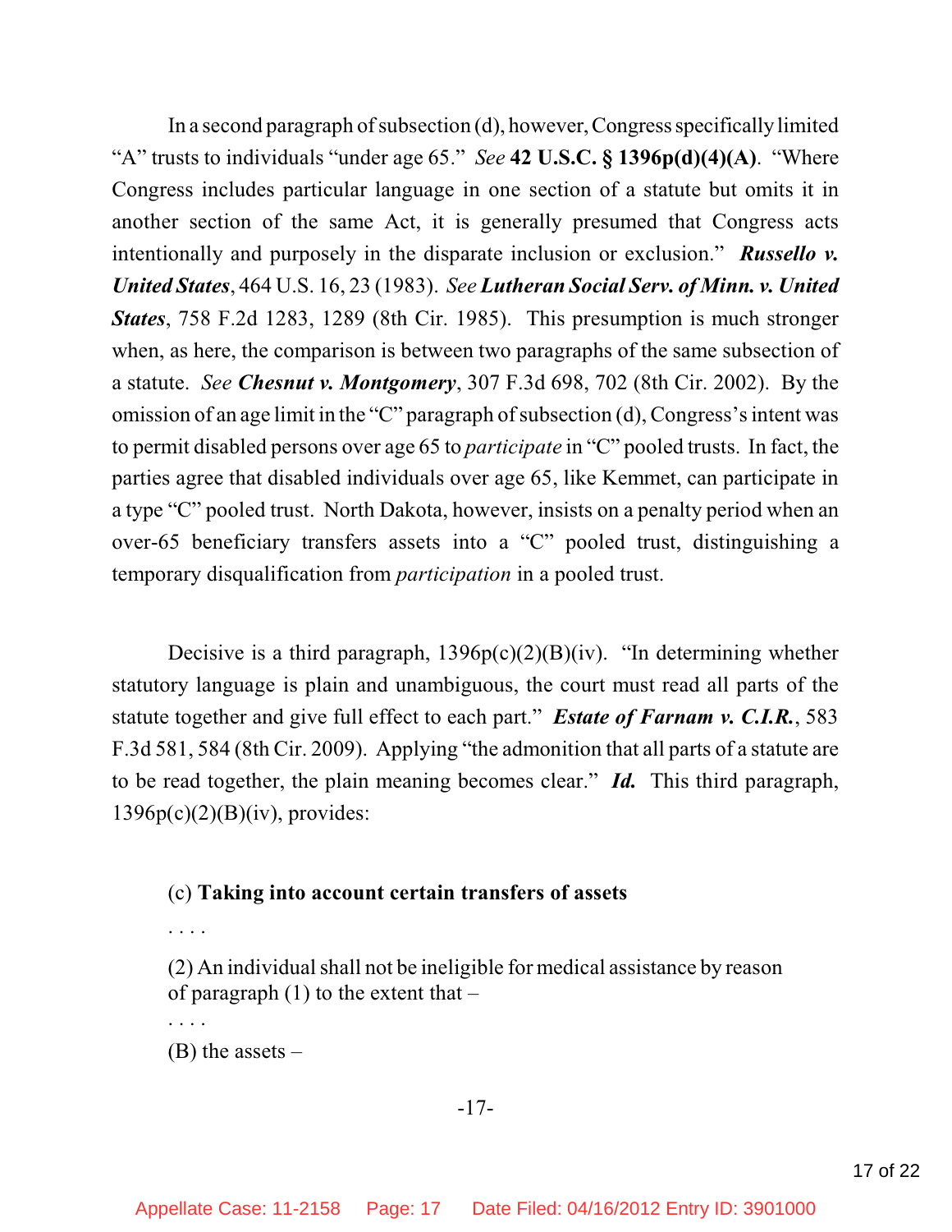In a second paragraph of subsection (d), however, Congress specifically limited "A" trusts to individuals "under age 65." *See* **42 U.S.C. § 1396p(d)(4)(A)**. "Where Congress includes particular language in one section of a statute but omits it in another section of the same Act, it is generally presumed that Congress acts intentionally and purposely in the disparate inclusion or exclusion." ***Russello v. United States***, 464 U.S. 16, 23 (1983). *See* ***Lutheran Social Serv. of Minn. v. United States***, 758 F.2d 1283, 1289 (8th Cir. 1985). This presumption is much stronger when, as here, the comparison is between two paragraphs of the same subsection of a statute. *See* ***Chesnut v. Montgomery***, 307 F.3d 698, 702 (8th Cir. 2002). By the omission of an age limit in the "C" paragraph of subsection (d), Congress's intent was to permit disabled persons over age 65 to *participate* in "C" pooled trusts. In fact, the parties agree that disabled individuals over age 65, like Kemmet, can participate in a type "C" pooled trust. North Dakota, however, insists on a penalty period when an over-65 beneficiary transfers assets into a "C" pooled trust, distinguishing a temporary disqualification from *participation* in a pooled trust.

Decisive is a third paragraph, 1396p(c)(2)(B)(iv). "In determining whether statutory language is plain and unambiguous, the court must read all parts of the statute together and give full effect to each part." ***Estate of Farnam v. C.I.R.***, 583 F.3d 581, 584 (8th Cir. 2009). Applying "the admonition that all parts of a statute are to be read together, the plain meaning becomes clear." ***Id.*** This third paragraph, 1396p(c)(2)(B)(iv), provides:

> (c) **Taking into account certain transfers of assets**
>
> . . . .
>
> (2) An individual shall not be ineligible for medical assistance by reason of paragraph (1) to the extent that –
>
> . . . .
>
> (B) the assets –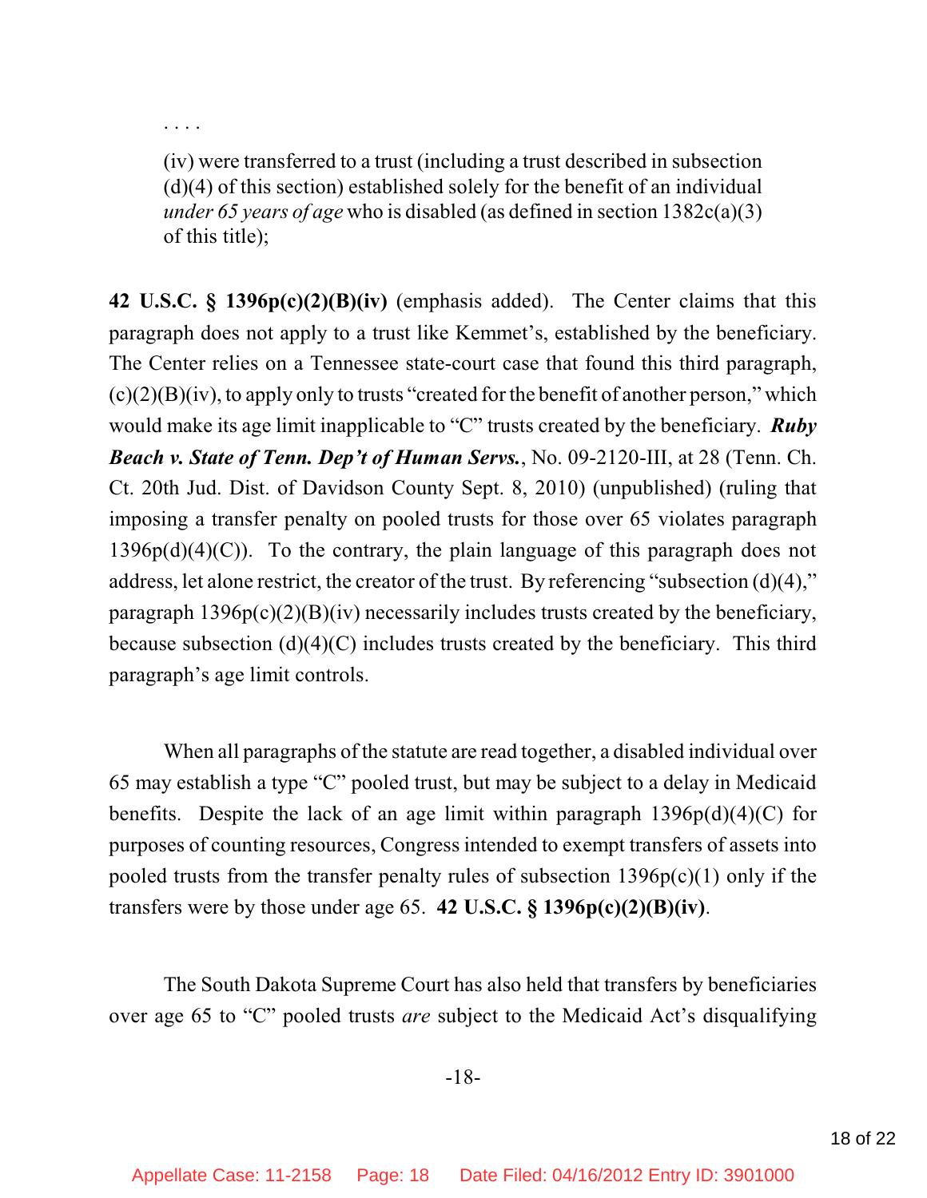> . . . .
>
> (iv) were transferred to a trust (including a trust described in subsection (d)(4) of this section) established solely for the benefit of an individual *under 65 years of age* who is disabled (as defined in section 1382c(a)(3) of this title);

**42 U.S.C. § 1396p(c)(2)(B)(iv)** (emphasis added). The Center claims that this paragraph does not apply to a trust like Kemmet's, established by the beneficiary. The Center relies on a Tennessee state-court case that found this third paragraph, (c)(2)(B)(iv), to apply only to trusts "created for the benefit of another person," which would make its age limit inapplicable to "C" trusts created by the beneficiary. ***Ruby Beach v. State of Tenn. Dep't of Human Servs.***, No. 09-2120-III, at 28 (Tenn. Ch. Ct. 20th Jud. Dist. of Davidson County Sept. 8, 2010) (unpublished) (ruling that imposing a transfer penalty on pooled trusts for those over 65 violates paragraph 1396p(d)(4)(C)). To the contrary, the plain language of this paragraph does not address, let alone restrict, the creator of the trust. By referencing "subsection (d)(4)," paragraph 1396p(c)(2)(B)(iv) necessarily includes trusts created by the beneficiary, because subsection (d)(4)(C) includes trusts created by the beneficiary. This third paragraph's age limit controls.

When all paragraphs of the statute are read together, a disabled individual over 65 may establish a type "C" pooled trust, but may be subject to a delay in Medicaid benefits. Despite the lack of an age limit within paragraph 1396p(d)(4)(C) for purposes of counting resources, Congress intended to exempt transfers of assets into pooled trusts from the transfer penalty rules of subsection 1396p(c)(1) only if the transfers were by those under age 65. **42 U.S.C. § 1396p(c)(2)(B)(iv)**.

The South Dakota Supreme Court has also held that transfers by beneficiaries over age 65 to "C" pooled trusts *are* subject to the Medicaid Act's disqualifying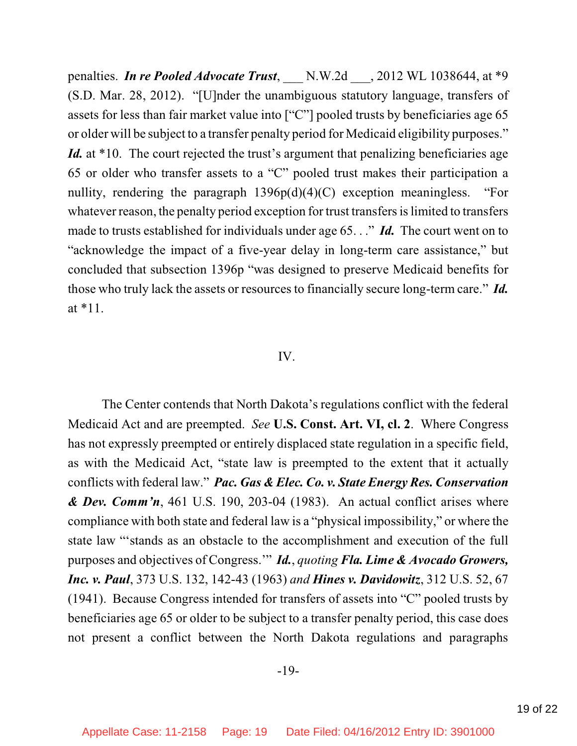penalties. ***In re Pooled Advocate Trust***, ___ N.W.2d ___, 2012 WL 1038644, at *9 (S.D. Mar. 28, 2012). "[U]nder the unambiguous statutory language, transfers of assets for less than fair market value into ["C"] pooled trusts by beneficiaries age 65 or older will be subject to a transfer penalty period for Medicaid eligibility purposes." ***Id.*** at *10. The court rejected the trust's argument that penalizing beneficiaries age 65 or older who transfer assets to a "C" pooled trust makes their participation a nullity, rendering the paragraph 1396p(d)(4)(C) exception meaningless. "For whatever reason, the penalty period exception for trust transfers is limited to transfers made to trusts established for individuals under age 65. . ." ***Id.*** The court went on to "acknowledge the impact of a five-year delay in long-term care assistance," but concluded that subsection 1396p "was designed to preserve Medicaid benefits for those who truly lack the assets or resources to financially secure long-term care." ***Id.*** at *11.

IV.

The Center contends that North Dakota's regulations conflict with the federal Medicaid Act and are preempted. *See* **U.S. Const. Art. VI, cl. 2**. Where Congress has not expressly preempted or entirely displaced state regulation in a specific field, as with the Medicaid Act, "state law is preempted to the extent that it actually conflicts with federal law." ***Pac. Gas & Elec. Co. v. State Energy Res. Conservation & Dev. Comm'n***, 461 U.S. 190, 203-04 (1983). An actual conflict arises where compliance with both state and federal law is a "physical impossibility," or where the state law "'stands as an obstacle to the accomplishment and execution of the full purposes and objectives of Congress.'" ***Id.***, *quoting* ***Fla. Lime & Avocado Growers, Inc. v. Paul***, 373 U.S. 132, 142-43 (1963) *and* ***Hines v. Davidowitz***, 312 U.S. 52, 67 (1941). Because Congress intended for transfers of assets into "C" pooled trusts by beneficiaries age 65 or older to be subject to a transfer penalty period, this case does not present a conflict between the North Dakota regulations and paragraphs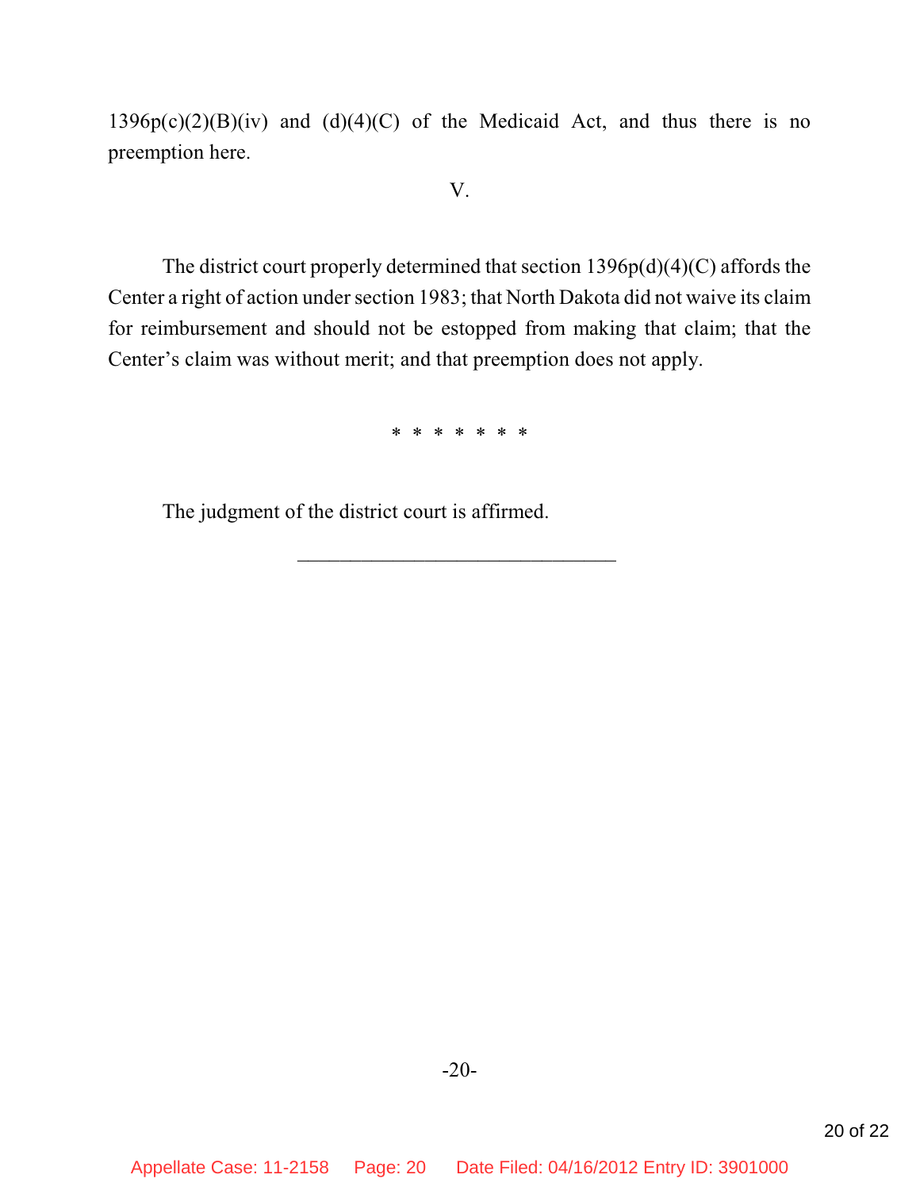1396p(c)(2)(B)(iv) and (d)(4)(C) of the Medicaid Act, and thus there is no preemption here.

V.

The district court properly determined that section 1396p(d)(4)(C) affords the Center a right of action under section 1983; that North Dakota did not waive its claim for reimbursement and should not be estopped from making that claim; that the Center's claim was without merit; and that preemption does not apply.

* * * * * * *

The judgment of the district court is affirmed.

______________________________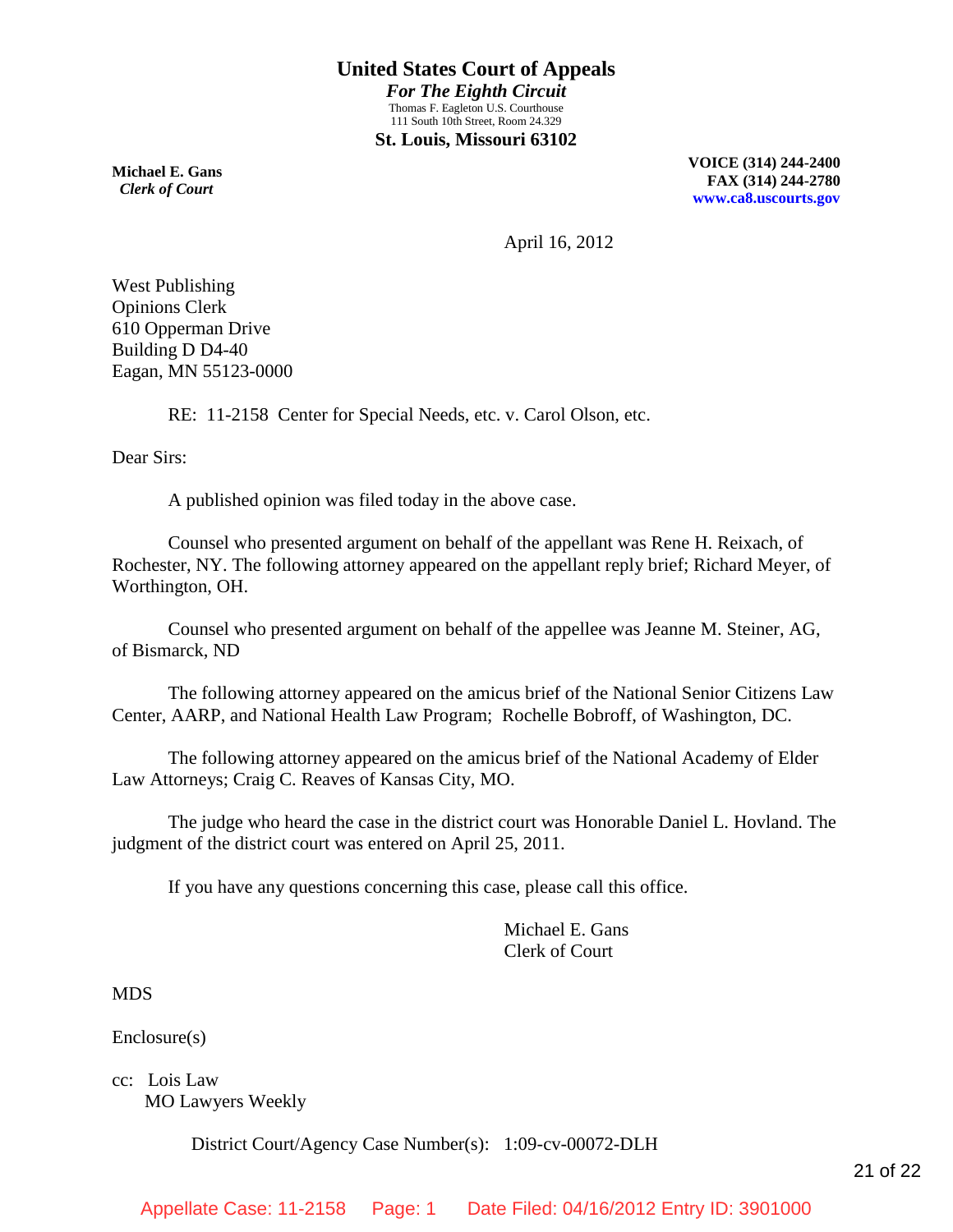# United States Court of Appeals

***For The Eighth Circuit***

Thomas F. Eagleton U.S. Courthouse
111 South 10th Street, Room 24.329

**St. Louis, Missouri 63102**

**Michael E. Gans**
***Clerk of Court***

**VOICE (314) 244-2400**
**FAX (314) 244-2780**
**www.ca8.uscourts.gov**

April 16, 2012

West Publishing
Opinions Clerk
610 Opperman Drive
Building D D4-40
Eagan, MN 55123-0000

RE: 11-2158 Center for Special Needs, etc. v. Carol Olson, etc.

Dear Sirs:

A published opinion was filed today in the above case.

Counsel who presented argument on behalf of the appellant was Rene H. Reixach, of Rochester, NY. The following attorney appeared on the appellant reply brief; Richard Meyer, of Worthington, OH.

Counsel who presented argument on behalf of the appellee was Jeanne M. Steiner, AG, of Bismarck, ND

The following attorney appeared on the amicus brief of the National Senior Citizens Law Center, AARP, and National Health Law Program; Rochelle Bobroff, of Washington, DC.

The following attorney appeared on the amicus brief of the National Academy of Elder Law Attorneys; Craig C. Reaves of Kansas City, MO.

The judge who heard the case in the district court was Honorable Daniel L. Hovland. The judgment of the district court was entered on April 25, 2011.

If you have any questions concerning this case, please call this office.

Michael E. Gans
Clerk of Court

MDS

Enclosure(s)

cc: Lois Law
MO Lawyers Weekly

District Court/Agency Case Number(s): 1:09-cv-00072-DLH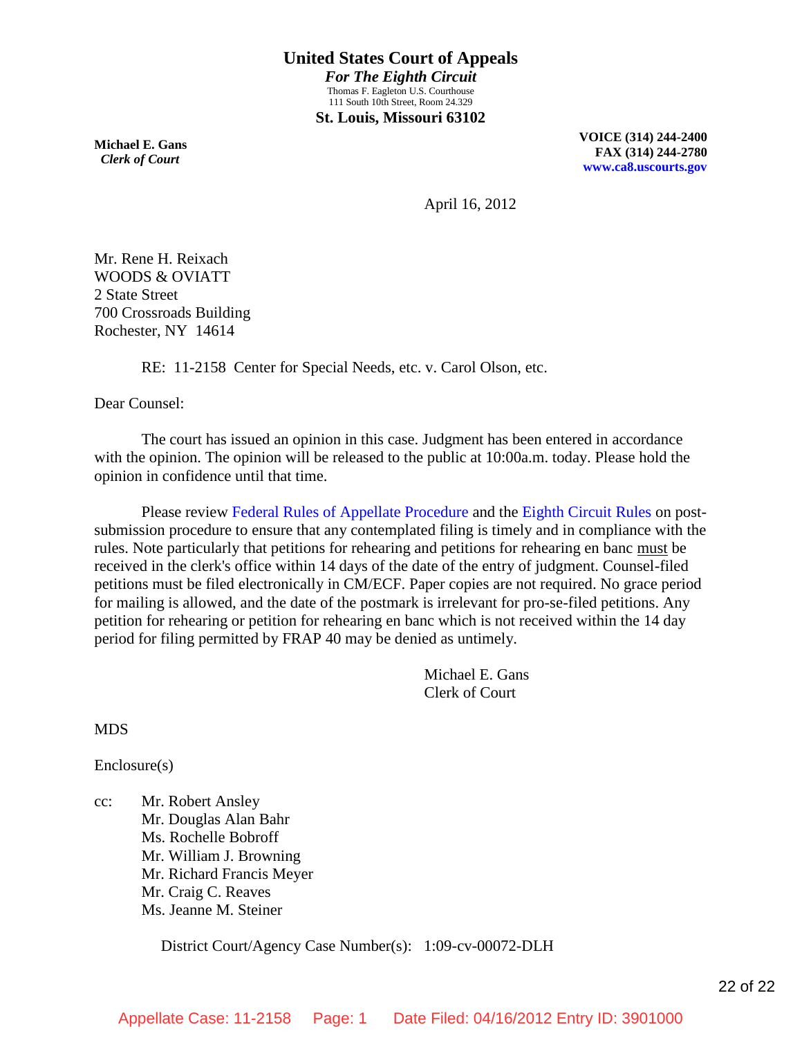**United States Court of Appeals**
***For The Eighth Circuit***
Thomas F. Eagleton U.S. Courthouse
111 South 10th Street, Room 24.329
**St. Louis, Missouri 63102**

**Michael E. Gans**
***Clerk of Court***

**VOICE (314) 244-2400**
**FAX (314) 244-2780**
**www.ca8.uscourts.gov**

April 16, 2012

Mr. Rene H. Reixach
WOODS & OVIATT
2 State Street
700 Crossroads Building
Rochester, NY 14614

RE: 11-2158 Center for Special Needs, etc. v. Carol Olson, etc.

Dear Counsel:

The court has issued an opinion in this case. Judgment has been entered in accordance with the opinion. The opinion will be released to the public at 10:00a.m. today. Please hold the opinion in confidence until that time.

Please review Federal Rules of Appellate Procedure and the Eighth Circuit Rules on post-submission procedure to ensure that any contemplated filing is timely and in compliance with the rules. Note particularly that petitions for rehearing and petitions for rehearing en banc must be received in the clerk's office within 14 days of the date of the entry of judgment. Counsel-filed petitions must be filed electronically in CM/ECF. Paper copies are not required. No grace period for mailing is allowed, and the date of the postmark is irrelevant for pro-se-filed petitions. Any petition for rehearing or petition for rehearing en banc which is not received within the 14 day period for filing permitted by FRAP 40 may be denied as untimely.

Michael E. Gans
Clerk of Court

MDS

Enclosure(s)

cc: Mr. Robert Ansley
Mr. Douglas Alan Bahr
Ms. Rochelle Bobroff
Mr. William J. Browning
Mr. Richard Francis Meyer
Mr. Craig C. Reaves
Ms. Jeanne M. Steiner

District Court/Agency Case Number(s): 1:09-cv-00072-DLH